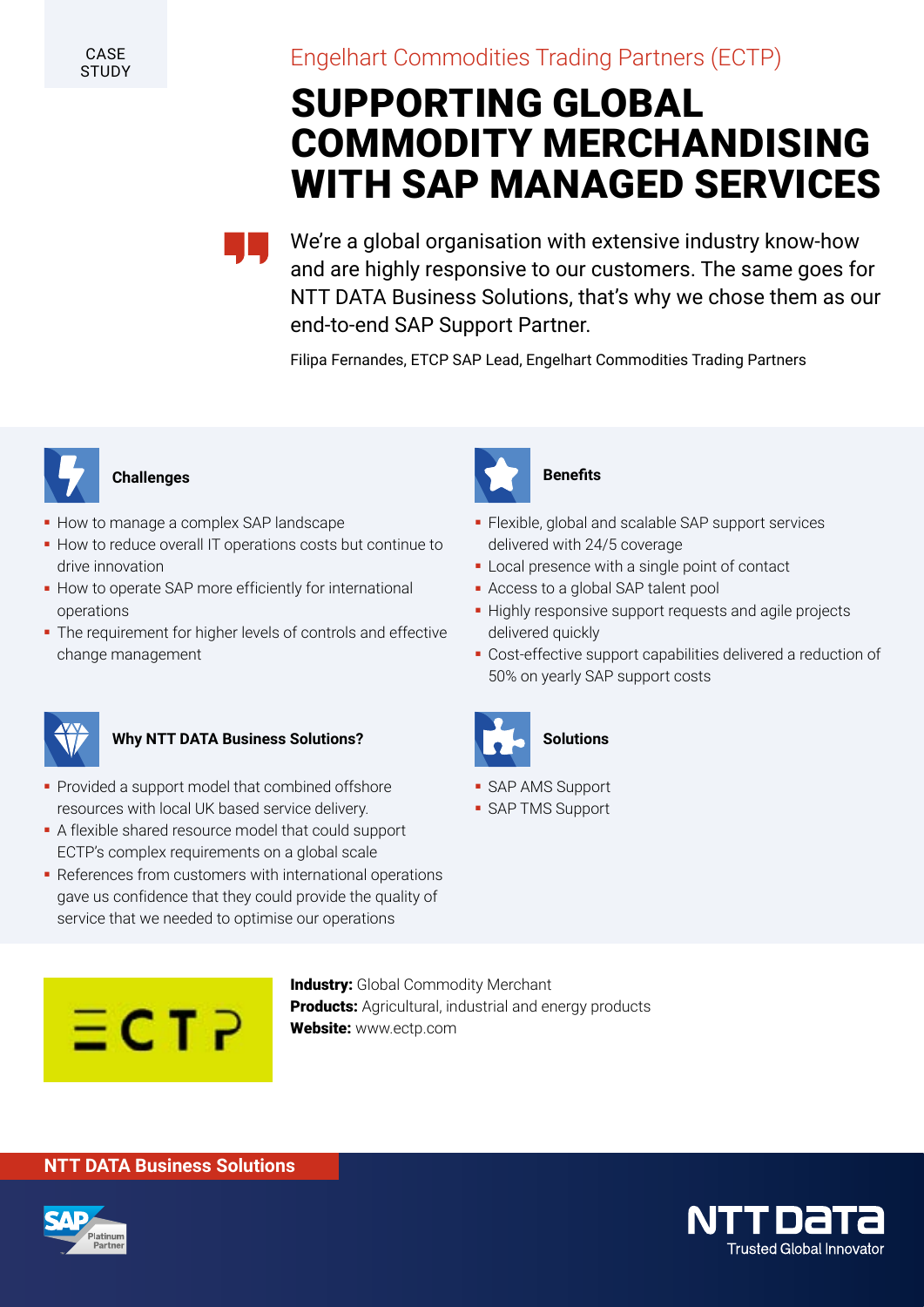CASE STUDY

Engelhart Commodities Trading Partners (ECTP)

# SUPPORTING GLOBAL COMMODITY MERCHANDISING WITH SAP MANAGED SERVICES

> We're a global organisation with extensive industry know-how and are highly responsive to our customers. The same goes for NTT DATA Business Solutions, that's why we chose them as our end-to-end SAP Support Partner.
>
> Filipa Fernandes, ETCP SAP Lead, Engelhart Commodities Trading Partners

### Challenges

- How to manage a complex SAP landscape
- How to reduce overall IT operations costs but continue to drive innovation
- How to operate SAP more efficiently for international operations
- The requirement for higher levels of controls and effective change management

### Why NTT DATA Business Solutions?

- Provided a support model that combined offshore resources with local UK based service delivery.
- A flexible shared resource model that could support ECTP's complex requirements on a global scale
- References from customers with international operations gave us confidence that they could provide the quality of service that we needed to optimise our operations

### Benefits

- Flexible, global and scalable SAP support services delivered with 24/5 coverage
- Local presence with a single point of contact
- Access to a global SAP talent pool
- Highly responsive support requests and agile projects delivered quickly
- Cost-effective support capabilities delivered a reduction of 50% on yearly SAP support costs

### Solutions

- SAP AMS Support
- SAP TMS Support

**Industry:** Global Commodity Merchant
**Products:** Agricultural, industrial and energy products
**Website:** www.ectp.com

NTT DATA Business Solutions

NTT DATA Trusted Global Innovator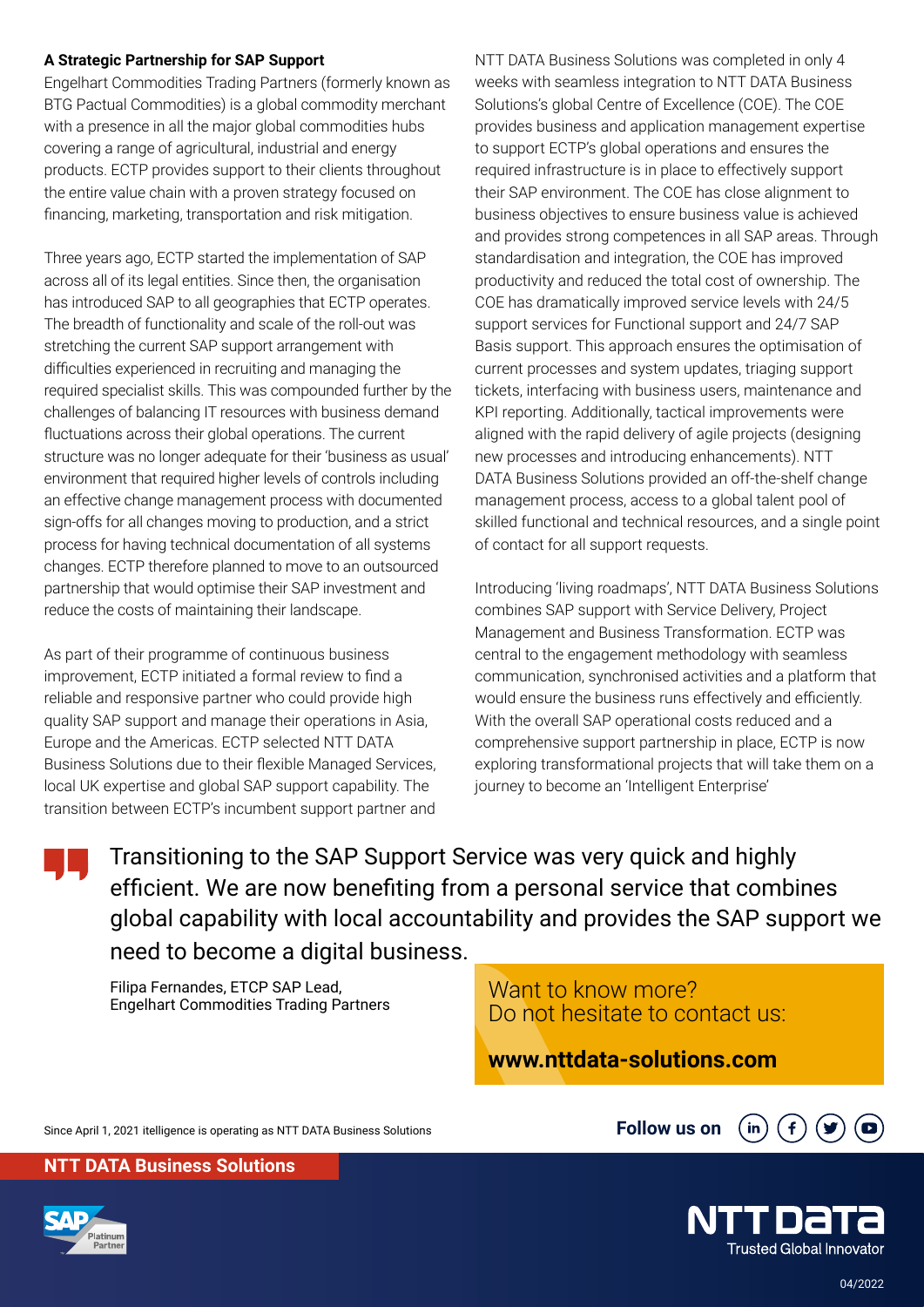### A Strategic Partnership for SAP Support

Engelhart Commodities Trading Partners (formerly known as BTG Pactual Commodities) is a global commodity merchant with a presence in all the major global commodities hubs covering a range of agricultural, industrial and energy products. ECTP provides support to their clients throughout the entire value chain with a proven strategy focused on financing, marketing, transportation and risk mitigation.

Three years ago, ECTP started the implementation of SAP across all of its legal entities. Since then, the organisation has introduced SAP to all geographies that ECTP operates. The breadth of functionality and scale of the roll-out was stretching the current SAP support arrangement with difficulties experienced in recruiting and managing the required specialist skills. This was compounded further by the challenges of balancing IT resources with business demand fluctuations across their global operations. The current structure was no longer adequate for their 'business as usual' environment that required higher levels of controls including an effective change management process with documented sign-offs for all changes moving to production, and a strict process for having technical documentation of all systems changes. ECTP therefore planned to move to an outsourced partnership that would optimise their SAP investment and reduce the costs of maintaining their landscape.

As part of their programme of continuous business improvement, ECTP initiated a formal review to find a reliable and responsive partner who could provide high quality SAP support and manage their operations in Asia, Europe and the Americas. ECTP selected NTT DATA Business Solutions due to their flexible Managed Services, local UK expertise and global SAP support capability. The transition between ECTP's incumbent support partner and NTT DATA Business Solutions was completed in only 4 weeks with seamless integration to NTT DATA Business Solutions's global Centre of Excellence (COE). The COE provides business and application management expertise to support ECTP's global operations and ensures the required infrastructure is in place to effectively support their SAP environment. The COE has close alignment to business objectives to ensure business value is achieved and provides strong competences in all SAP areas. Through standardisation and integration, the COE has improved productivity and reduced the total cost of ownership. The COE has dramatically improved service levels with 24/5 support services for Functional support and 24/7 SAP Basis support. This approach ensures the optimisation of current processes and system updates, triaging support tickets, interfacing with business users, maintenance and KPI reporting. Additionally, tactical improvements were aligned with the rapid delivery of agile projects (designing new processes and introducing enhancements). NTT DATA Business Solutions provided an off-the-shelf change management process, access to a global talent pool of skilled functional and technical resources, and a single point of contact for all support requests.

Introducing 'living roadmaps', NTT DATA Business Solutions combines SAP support with Service Delivery, Project Management and Business Transformation. ECTP was central to the engagement methodology with seamless communication, synchronised activities and a platform that would ensure the business runs effectively and efficiently. With the overall SAP operational costs reduced and a comprehensive support partnership in place, ECTP is now exploring transformational projects that will take them on a journey to become an 'Intelligent Enterprise'

> Transitioning to the SAP Support Service was very quick and highly efficient. We are now benefiting from a personal service that combines global capability with local accountability and provides the SAP support we need to become a digital business.

Filipa Fernandes, ETCP SAP Lead,
Engelhart Commodities Trading Partners

Want to know more?
Do not hesitate to contact us:

**www.nttdata-solutions.com**

Since April 1, 2021 itelligence is operating as NTT DATA Business Solutions

**Follow us on**

**NTT DATA Business Solutions**

SAP Platinum Partner

NTT DATA Trusted Global Innovator

04/2022